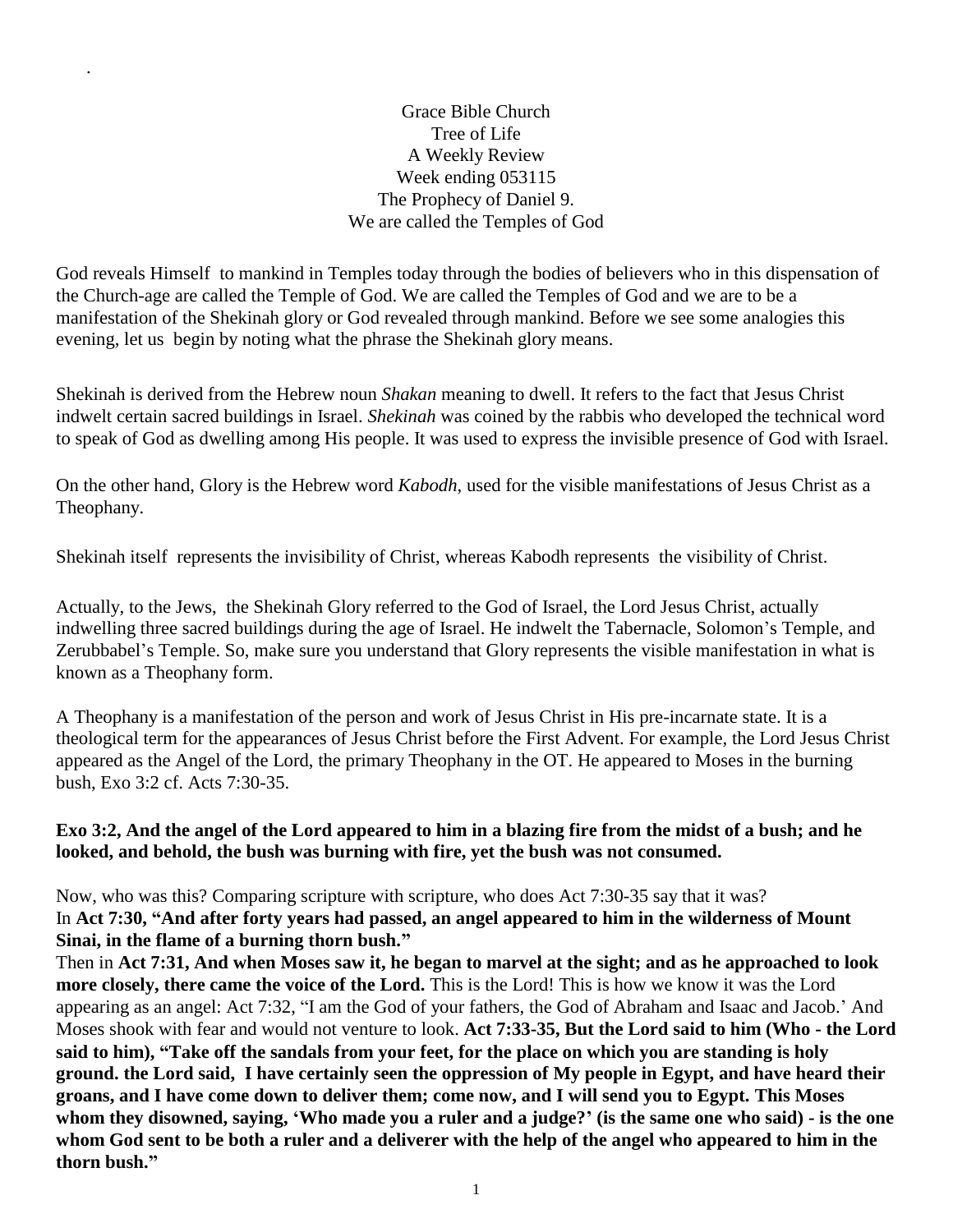Grace Bible Church
Tree of Life
A Weekly Review
Week ending 053115
The Prophecy of Daniel 9.
We are called the Temples of God

God reveals Himself to mankind in Temples today through the bodies of believers who in this dispensation of the Church-age are called the Temple of God. We are called the Temples of God and we are to be a manifestation of the Shekinah glory or God revealed through mankind. Before we see some analogies this evening, let us begin by noting what the phrase the Shekinah glory means.

Shekinah is derived from the Hebrew noun *Shakan* meaning to dwell. It refers to the fact that Jesus Christ indwelt certain sacred buildings in Israel. *Shekinah* was coined by the rabbis who developed the technical word to speak of God as dwelling among His people. It was used to express the invisible presence of God with Israel.

On the other hand, Glory is the Hebrew word *Kabodh*, used for the visible manifestations of Jesus Christ as a Theophany.

Shekinah itself represents the invisibility of Christ, whereas Kabodh represents the visibility of Christ.

Actually, to the Jews, the Shekinah Glory referred to the God of Israel, the Lord Jesus Christ, actually indwelling three sacred buildings during the age of Israel. He indwelt the Tabernacle, Solomon's Temple, and Zerubbabel's Temple. So, make sure you understand that Glory represents the visible manifestation in what is known as a Theophany form.

A Theophany is a manifestation of the person and work of Jesus Christ in His pre-incarnate state. It is a theological term for the appearances of Jesus Christ before the First Advent. For example, the Lord Jesus Christ appeared as the Angel of the Lord, the primary Theophany in the OT. He appeared to Moses in the burning bush, Exo 3:2 cf. Acts 7:30-35.

**Exo 3:2, And the angel of the Lord appeared to him in a blazing fire from the midst of a bush; and he looked, and behold, the bush was burning with fire, yet the bush was not consumed.**

Now, who was this? Comparing scripture with scripture, who does Act 7:30-35 say that it was?
In **Act 7:30, "And after forty years had passed, an angel appeared to him in the wilderness of Mount Sinai, in the flame of a burning thorn bush."**
Then in **Act 7:31, And when Moses saw it, he began to marvel at the sight; and as he approached to look more closely, there came the voice of the Lord.** This is the Lord! This is how we know it was the Lord appearing as an angel: Act 7:32, "I am the God of your fathers, the God of Abraham and Isaac and Jacob.' And Moses shook with fear and would not venture to look. **Act 7:33-35, But the Lord said to him (Who - the Lord said to him), "Take off the sandals from your feet, for the place on which you are standing is holy ground. the Lord said, I have certainly seen the oppression of My people in Egypt, and have heard their groans, and I have come down to deliver them; come now, and I will send you to Egypt. This Moses whom they disowned, saying, 'Who made you a ruler and a judge?' (is the same one who said) - is the one whom God sent to be both a ruler and a deliverer with the help of the angel who appeared to him in the thorn bush."**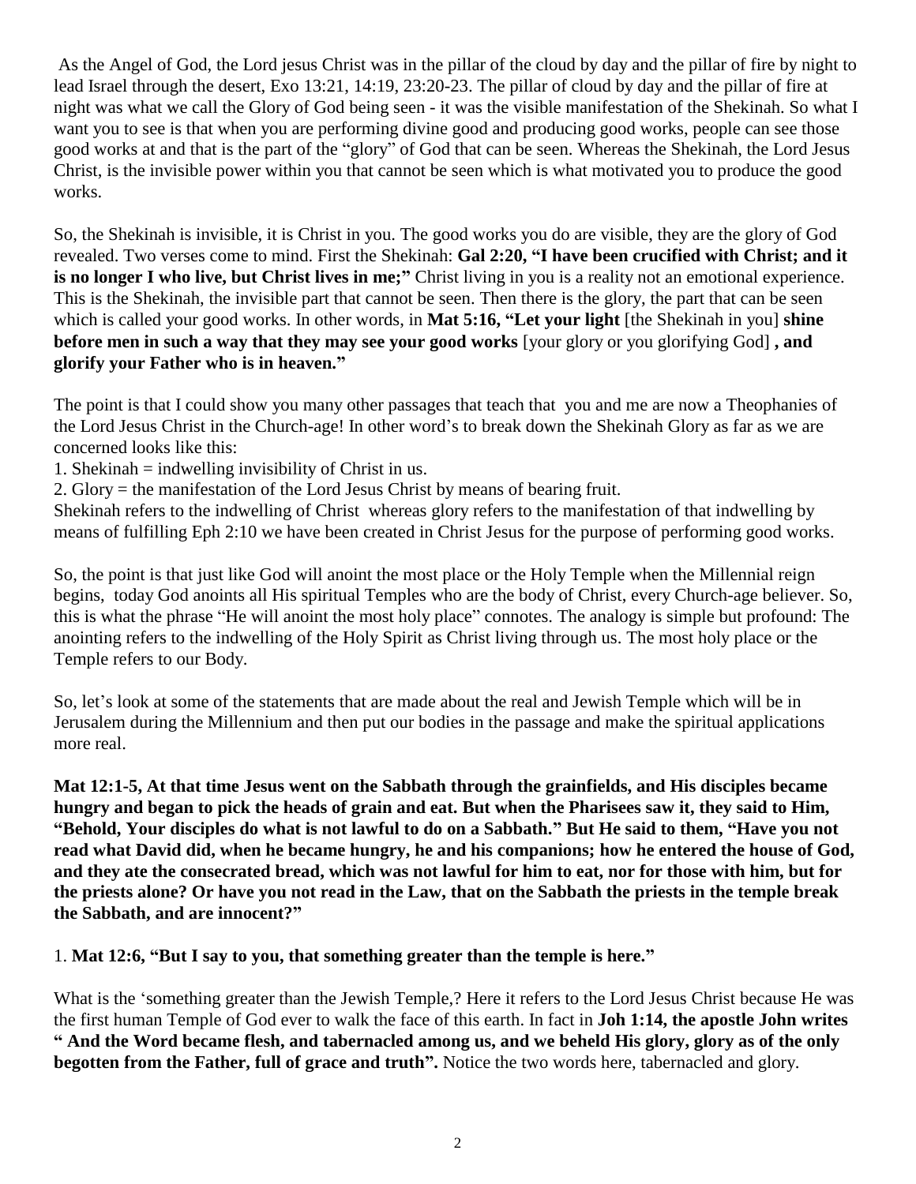As the Angel of God, the Lord jesus Christ was in the pillar of the cloud by day and the pillar of fire by night to lead Israel through the desert, Exo 13:21, 14:19, 23:20-23. The pillar of cloud by day and the pillar of fire at night was what we call the Glory of God being seen - it was the visible manifestation of the Shekinah. So what I want you to see is that when you are performing divine good and producing good works, people can see those good works at and that is the part of the "glory" of God that can be seen. Whereas the Shekinah, the Lord Jesus Christ, is the invisible power within you that cannot be seen which is what motivated you to produce the good works.

So, the Shekinah is invisible, it is Christ in you. The good works you do are visible, they are the glory of God revealed. Two verses come to mind. First the Shekinah: **Gal 2:20, "I have been crucified with Christ; and it is no longer I who live, but Christ lives in me;"** Christ living in you is a reality not an emotional experience. This is the Shekinah, the invisible part that cannot be seen. Then there is the glory, the part that can be seen which is called your good works. In other words, in **Mat 5:16, "Let your light** [the Shekinah in you] **shine before men in such a way that they may see your good works** [your glory or you glorifying God] **, and glorify your Father who is in heaven."**

The point is that I could show you many other passages that teach that you and me are now a Theophanies of the Lord Jesus Christ in the Church-age! In other word's to break down the Shekinah Glory as far as we are concerned looks like this:

1. Shekinah = indwelling invisibility of Christ in us.
2. Glory = the manifestation of the Lord Jesus Christ by means of bearing fruit.

Shekinah refers to the indwelling of Christ whereas glory refers to the manifestation of that indwelling by means of fulfilling Eph 2:10 we have been created in Christ Jesus for the purpose of performing good works.

So, the point is that just like God will anoint the most place or the Holy Temple when the Millennial reign begins, today God anoints all His spiritual Temples who are the body of Christ, every Church-age believer. So, this is what the phrase "He will anoint the most holy place" connotes. The analogy is simple but profound: The anointing refers to the indwelling of the Holy Spirit as Christ living through us. The most holy place or the Temple refers to our Body.

So, let's look at some of the statements that are made about the real and Jewish Temple which will be in Jerusalem during the Millennium and then put our bodies in the passage and make the spiritual applications more real.

**Mat 12:1-5, At that time Jesus went on the Sabbath through the grainfields, and His disciples became hungry and began to pick the heads of grain and eat. But when the Pharisees saw it, they said to Him, "Behold, Your disciples do what is not lawful to do on a Sabbath." But He said to them, "Have you not read what David did, when he became hungry, he and his companions; how he entered the house of God, and they ate the consecrated bread, which was not lawful for him to eat, nor for those with him, but for the priests alone? Or have you not read in the Law, that on the Sabbath the priests in the temple break the Sabbath, and are innocent?"**

1. **Mat 12:6, "But I say to you, that something greater than the temple is here."**

What is the 'something greater than the Jewish Temple,? Here it refers to the Lord Jesus Christ because He was the first human Temple of God ever to walk the face of this earth. In fact in **Joh 1:14, the apostle John writes " And the Word became flesh, and tabernacled among us, and we beheld His glory, glory as of the only begotten from the Father, full of grace and truth".** Notice the two words here, tabernacled and glory.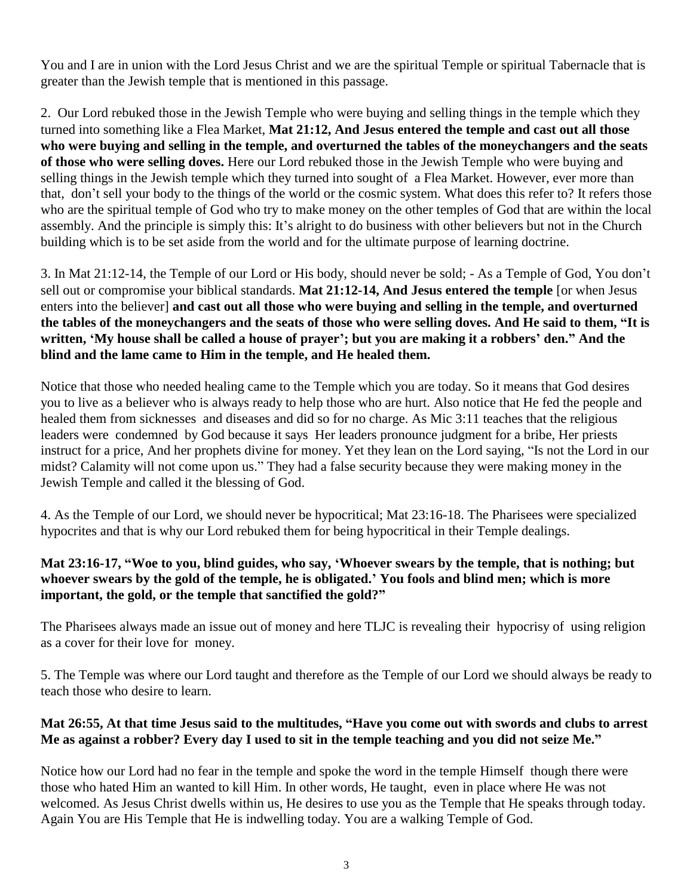You and I are in union with the Lord Jesus Christ and we are the spiritual Temple or spiritual Tabernacle that is greater than the Jewish temple that is mentioned in this passage.

2. Our Lord rebuked those in the Jewish Temple who were buying and selling things in the temple which they turned into something like a Flea Market, **Mat 21:12, And Jesus entered the temple and cast out all those who were buying and selling in the temple, and overturned the tables of the moneychangers and the seats of those who were selling doves.** Here our Lord rebuked those in the Jewish Temple who were buying and selling things in the Jewish temple which they turned into sought of a Flea Market. However, ever more than that, don't sell your body to the things of the world or the cosmic system. What does this refer to? It refers those who are the spiritual temple of God who try to make money on the other temples of God that are within the local assembly. And the principle is simply this: It's alright to do business with other believers but not in the Church building which is to be set aside from the world and for the ultimate purpose of learning doctrine.

3. In Mat 21:12-14, the Temple of our Lord or His body, should never be sold; - As a Temple of God, You don't sell out or compromise your biblical standards. **Mat 21:12-14, And Jesus entered the temple** [or when Jesus enters into the believer] **and cast out all those who were buying and selling in the temple, and overturned the tables of the moneychangers and the seats of those who were selling doves. And He said to them, "It is written, 'My house shall be called a house of prayer'; but you are making it a robbers' den." And the blind and the lame came to Him in the temple, and He healed them.**

Notice that those who needed healing came to the Temple which you are today. So it means that God desires you to live as a believer who is always ready to help those who are hurt. Also notice that He fed the people and healed them from sicknesses and diseases and did so for no charge. As Mic 3:11 teaches that the religious leaders were condemned by God because it says Her leaders pronounce judgment for a bribe, Her priests instruct for a price, And her prophets divine for money. Yet they lean on the Lord saying, "Is not the Lord in our midst? Calamity will not come upon us." They had a false security because they were making money in the Jewish Temple and called it the blessing of God.

4. As the Temple of our Lord, we should never be hypocritical; Mat 23:16-18. The Pharisees were specialized hypocrites and that is why our Lord rebuked them for being hypocritical in their Temple dealings.

**Mat 23:16-17, "Woe to you, blind guides, who say, 'Whoever swears by the temple, that is nothing; but whoever swears by the gold of the temple, he is obligated.' You fools and blind men; which is more important, the gold, or the temple that sanctified the gold?"**

The Pharisees always made an issue out of money and here TLJC is revealing their hypocrisy of using religion as a cover for their love for money.

5. The Temple was where our Lord taught and therefore as the Temple of our Lord we should always be ready to teach those who desire to learn.

**Mat 26:55, At that time Jesus said to the multitudes, "Have you come out with swords and clubs to arrest Me as against a robber? Every day I used to sit in the temple teaching and you did not seize Me."**

Notice how our Lord had no fear in the temple and spoke the word in the temple Himself though there were those who hated Him an wanted to kill Him. In other words, He taught, even in place where He was not welcomed. As Jesus Christ dwells within us, He desires to use you as the Temple that He speaks through today. Again You are His Temple that He is indwelling today. You are a walking Temple of God.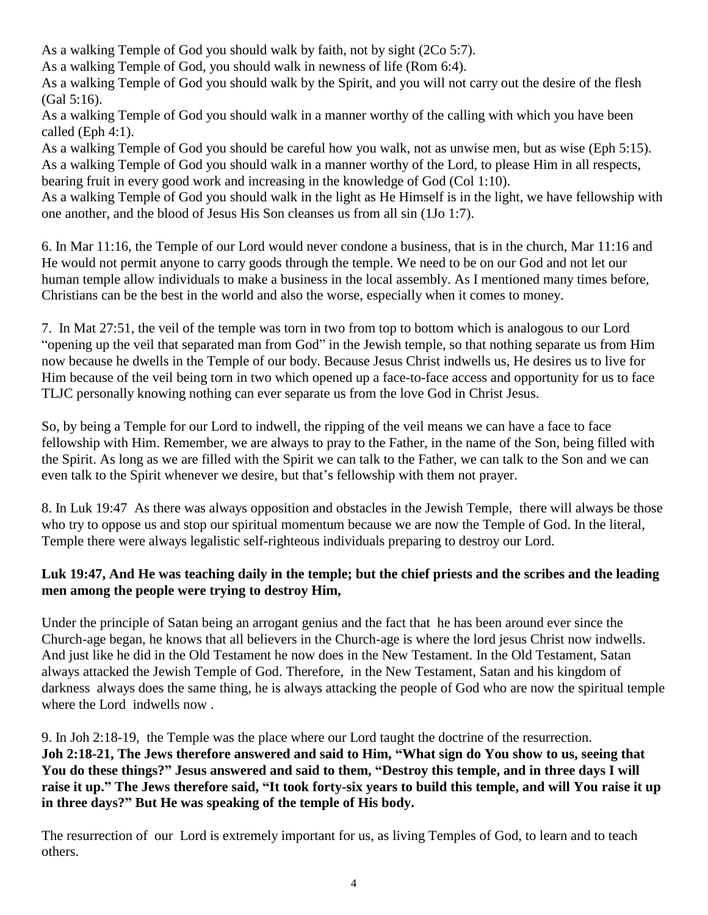As a walking Temple of God you should walk by faith, not by sight (2Co 5:7).
As a walking Temple of God, you should walk in newness of life (Rom 6:4).
As a walking Temple of God you should walk by the Spirit, and you will not carry out the desire of the flesh (Gal 5:16).
As a walking Temple of God you should walk in a manner worthy of the calling with which you have been called (Eph 4:1).
As a walking Temple of God you should be careful how you walk, not as unwise men, but as wise (Eph 5:15).
As a walking Temple of God you should walk in a manner worthy of the Lord, to please Him in all respects, bearing fruit in every good work and increasing in the knowledge of God (Col 1:10).
As a walking Temple of God you should walk in the light as He Himself is in the light, we have fellowship with one another, and the blood of Jesus His Son cleanses us from all sin (1Jo 1:7).

6. In Mar 11:16, the Temple of our Lord would never condone a business, that is in the church, Mar 11:16 and He would not permit anyone to carry goods through the temple. We need to be on our God and not let our human temple allow individuals to make a business in the local assembly. As I mentioned many times before, Christians can be the best in the world and also the worse, especially when it comes to money.

7. In Mat 27:51, the veil of the temple was torn in two from top to bottom which is analogous to our Lord "opening up the veil that separated man from God" in the Jewish temple, so that nothing separate us from Him now because he dwells in the Temple of our body. Because Jesus Christ indwells us, He desires us to live for Him because of the veil being torn in two which opened up a face-to-face access and opportunity for us to face TLJC personally knowing nothing can ever separate us from the love God in Christ Jesus.

So, by being a Temple for our Lord to indwell, the ripping of the veil means we can have a face to face fellowship with Him. Remember, we are always to pray to the Father, in the name of the Son, being filled with the Spirit. As long as we are filled with the Spirit we can talk to the Father, we can talk to the Son and we can even talk to the Spirit whenever we desire, but that's fellowship with them not prayer.

8. In Luk 19:47 As there was always opposition and obstacles in the Jewish Temple, there will always be those who try to oppose us and stop our spiritual momentum because we are now the Temple of God. In the literal, Temple there were always legalistic self-righteous individuals preparing to destroy our Lord.

**Luk 19:47, And He was teaching daily in the temple; but the chief priests and the scribes and the leading men among the people were trying to destroy Him,**

Under the principle of Satan being an arrogant genius and the fact that he has been around ever since the Church-age began, he knows that all believers in the Church-age is where the lord jesus Christ now indwells. And just like he did in the Old Testament he now does in the New Testament. In the Old Testament, Satan always attacked the Jewish Temple of God. Therefore, in the New Testament, Satan and his kingdom of darkness always does the same thing, he is always attacking the people of God who are now the spiritual temple where the Lord indwells now .

9. In Joh 2:18-19, the Temple was the place where our Lord taught the doctrine of the resurrection.
**Joh 2:18-21, The Jews therefore answered and said to Him, "What sign do You show to us, seeing that You do these things?" Jesus answered and said to them, "Destroy this temple, and in three days I will raise it up." The Jews therefore said, "It took forty-six years to build this temple, and will You raise it up in three days?" But He was speaking of the temple of His body.**

The resurrection of our Lord is extremely important for us, as living Temples of God, to learn and to teach others.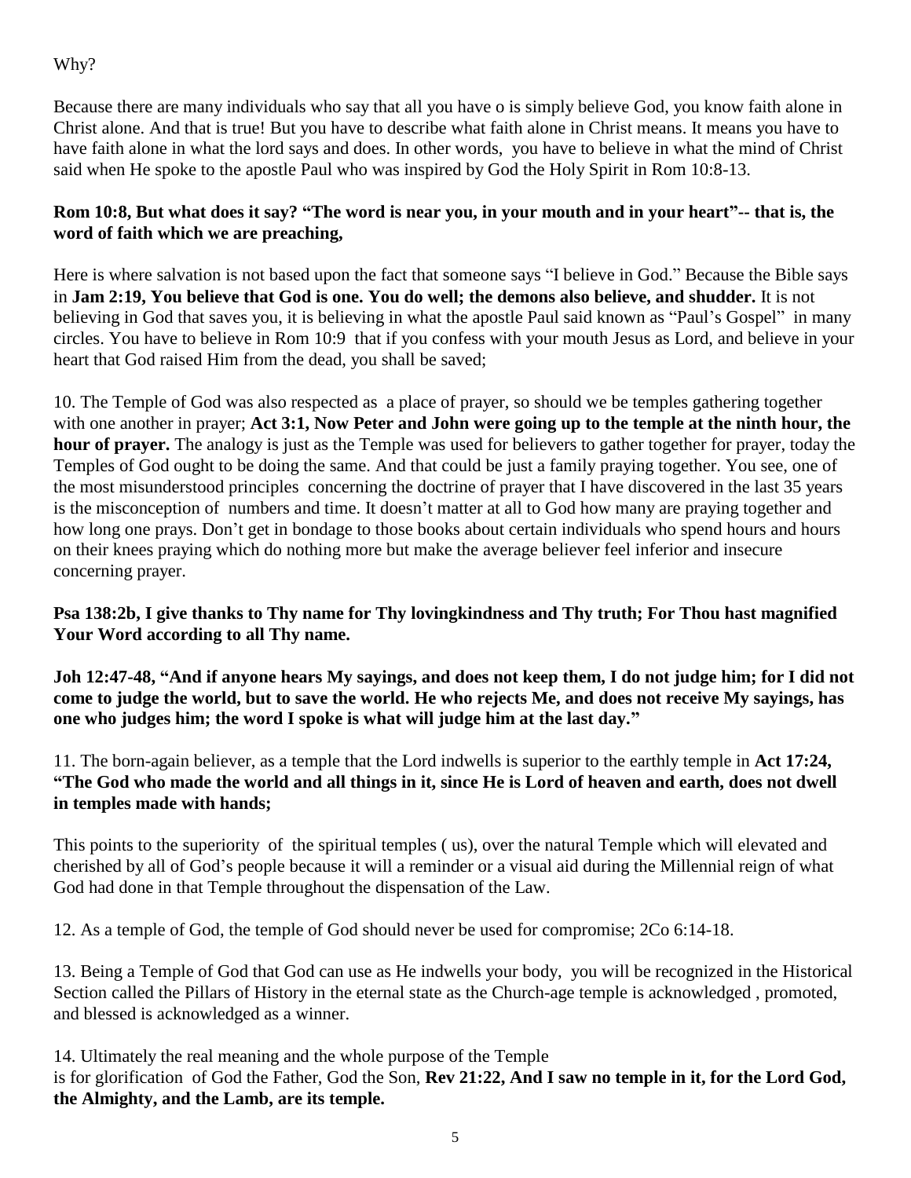Why?

Because there are many individuals who say that all you have o is simply believe God, you know faith alone in Christ alone. And that is true! But you have to describe what faith alone in Christ means. It means you have to have faith alone in what the lord says and does. In other words, you have to believe in what the mind of Christ said when He spoke to the apostle Paul who was inspired by God the Holy Spirit in Rom 10:8-13.

**Rom 10:8, But what does it say? "The word is near you, in your mouth and in your heart"-- that is, the word of faith which we are preaching,**

Here is where salvation is not based upon the fact that someone says "I believe in God." Because the Bible says in **Jam 2:19, You believe that God is one. You do well; the demons also believe, and shudder.** It is not believing in God that saves you, it is believing in what the apostle Paul said known as "Paul's Gospel" in many circles. You have to believe in Rom 10:9 that if you confess with your mouth Jesus as Lord, and believe in your heart that God raised Him from the dead, you shall be saved;

10. The Temple of God was also respected as a place of prayer, so should we be temples gathering together with one another in prayer; **Act 3:1, Now Peter and John were going up to the temple at the ninth hour, the hour of prayer.** The analogy is just as the Temple was used for believers to gather together for prayer, today the Temples of God ought to be doing the same. And that could be just a family praying together. You see, one of the most misunderstood principles concerning the doctrine of prayer that I have discovered in the last 35 years is the misconception of numbers and time. It doesn't matter at all to God how many are praying together and how long one prays. Don't get in bondage to those books about certain individuals who spend hours and hours on their knees praying which do nothing more but make the average believer feel inferior and insecure concerning prayer.

**Psa 138:2b, I give thanks to Thy name for Thy lovingkindness and Thy truth; For Thou hast magnified Your Word according to all Thy name.**

**Joh 12:47-48, "And if anyone hears My sayings, and does not keep them, I do not judge him; for I did not come to judge the world, but to save the world. He who rejects Me, and does not receive My sayings, has one who judges him; the word I spoke is what will judge him at the last day."**

11. The born-again believer, as a temple that the Lord indwells is superior to the earthly temple in **Act 17:24, "The God who made the world and all things in it, since He is Lord of heaven and earth, does not dwell in temples made with hands;**

This points to the superiority of the spiritual temples ( us), over the natural Temple which will elevated and cherished by all of God's people because it will a reminder or a visual aid during the Millennial reign of what God had done in that Temple throughout the dispensation of the Law.

12. As a temple of God, the temple of God should never be used for compromise; 2Co 6:14-18.

13. Being a Temple of God that God can use as He indwells your body, you will be recognized in the Historical Section called the Pillars of History in the eternal state as the Church-age temple is acknowledged , promoted, and blessed is acknowledged as a winner.

14. Ultimately the real meaning and the whole purpose of the Temple is for glorification of God the Father, God the Son, **Rev 21:22, And I saw no temple in it, for the Lord God, the Almighty, and the Lamb, are its temple.**